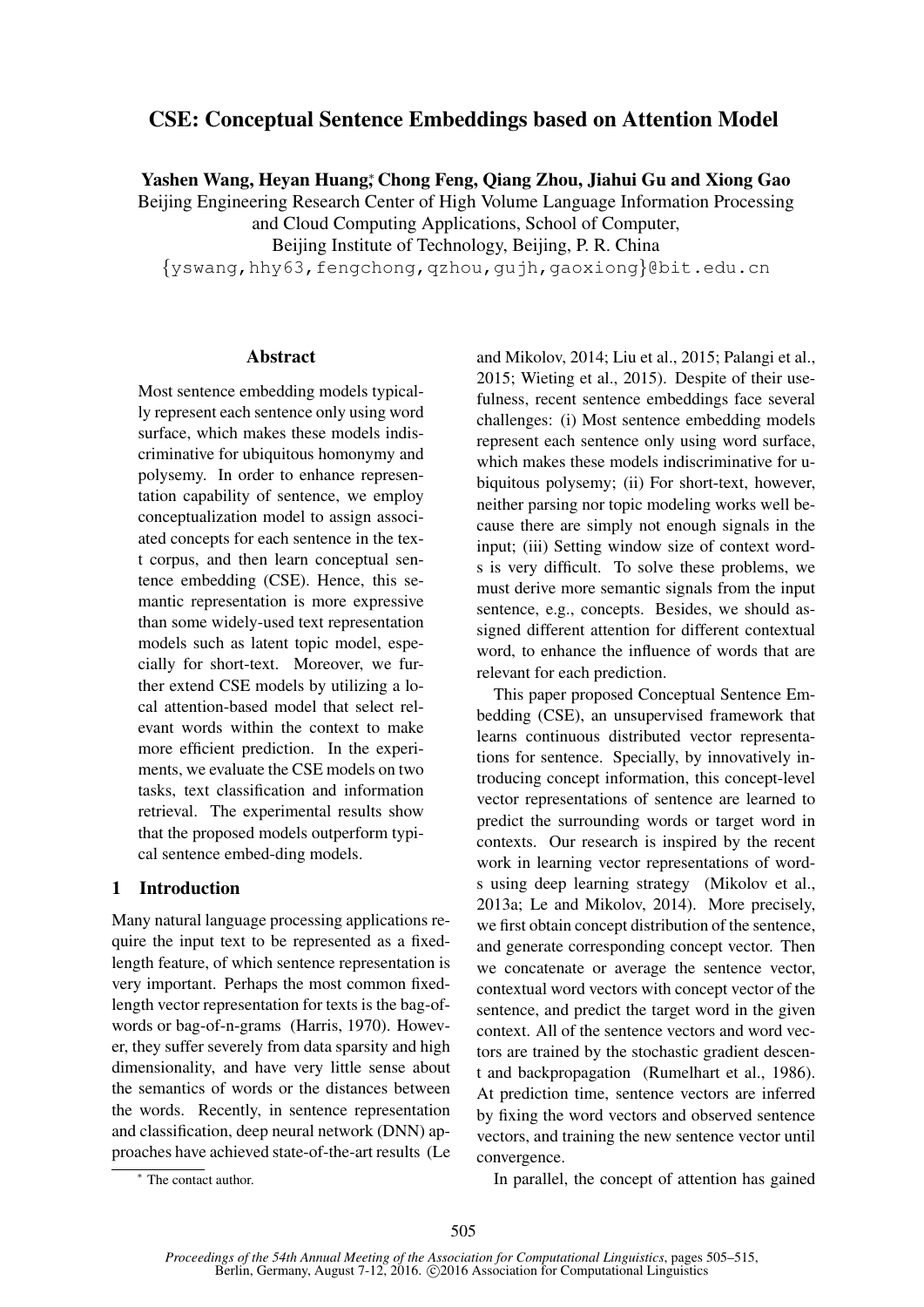// CSE: Conceptual Sentence Embeddings based on Attention Model

**Yashen Wang, Heyan Huang*, Chong Feng, Qiang Zhou, Jiahui Gu and Xiong Gao**

Beijing Engineering Research Center of High Volume Language Information Processing and Cloud Computing Applications, School of Computer, Beijing Institute of Technology, Beijing, P. R. China

{yswang,hhy63,fengchong,qzhou,gujh,gaoxiong}@bit.edu.cn

## Abstract

Most sentence embedding models typically represent each sentence only using word surface, which makes these models indiscriminative for ubiquitous homonymy and polysemy. In order to enhance representation capability of sentence, we employ conceptualization model to assign associated concepts for each sentence in the text corpus, and then learn conceptual sentence embedding (CSE). Hence, this semantic representation is more expressive than some widely-used text representation models such as latent topic model, especially for short-text. Moreover, we further extend CSE models by utilizing a local attention-based model that select relevant words within the context to make more efficient prediction. In the experiments, we evaluate the CSE models on two tasks, text classification and information retrieval. The experimental results show that the proposed models outperform typical sentence embed-ding models.

## 1 Introduction

Many natural language processing applications require the input text to be represented as a fixed-length feature, of which sentence representation is very important. Perhaps the most common fixed-length vector representation for texts is the bag-of-words or bag-of-n-grams (Harris, 1970). However, they suffer severely from data sparsity and high dimensionality, and have very little sense about the semantics of words or the distances between the words. Recently, in sentence representation and classification, deep neural network (DNN) approaches have achieved state-of-the-art results (Le and Mikolov, 2014; Liu et al., 2015; Palangi et al., 2015; Wieting et al., 2015). Despite of their usefulness, recent sentence embeddings face several challenges: (i) Most sentence embedding models represent each sentence only using word surface, which makes these models indiscriminative for ubiquitous polysemy; (ii) For short-text, however, neither parsing nor topic modeling works well because there are simply not enough signals in the input; (iii) Setting window size of context words is very difficult. To solve these problems, we must derive more semantic signals from the input sentence, e.g., concepts. Besides, we should assigned different attention for different contextual word, to enhance the influence of words that are relevant for each prediction.

This paper proposed Conceptual Sentence Embedding (CSE), an unsupervised framework that learns continuous distributed vector representations for sentence. Specially, by innovatively introducing concept information, this concept-level vector representations of sentence are learned to predict the surrounding words or target word in contexts. Our research is inspired by the recent work in learning vector representations of words using deep learning strategy (Mikolov et al., 2013a; Le and Mikolov, 2014). More precisely, we first obtain concept distribution of the sentence, and generate corresponding concept vector. Then we concatenate or average the sentence vector, contextual word vectors with concept vector of the sentence, and predict the target word in the given context. All of the sentence vectors and word vectors are trained by the stochastic gradient descent and backpropagation (Rumelhart et al., 1986). At prediction time, sentence vectors are inferred by fixing the word vectors and observed sentence vectors, and training the new sentence vector until convergence.

In parallel, the concept of attention has gained

* The contact author.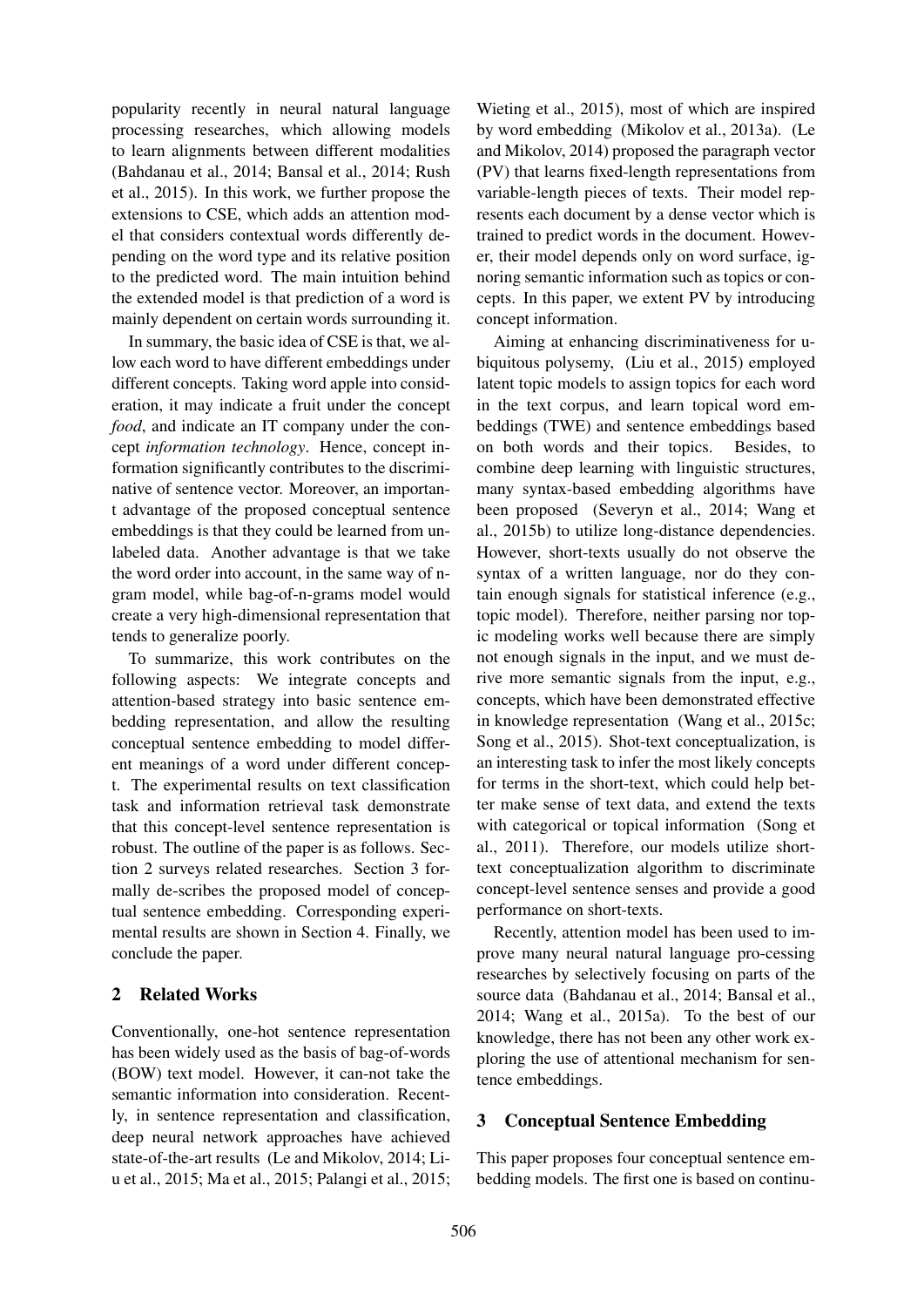popularity recently in neural natural language processing researches, which allowing models to learn alignments between different modalities (Bahdanau et al., 2014; Bansal et al., 2014; Rush et al., 2015). In this work, we further propose the extensions to CSE, which adds an attention model that considers contextual words differently depending on the word type and its relative position to the predicted word. The main intuition behind the extended model is that prediction of a word is mainly dependent on certain words surrounding it.

In summary, the basic idea of CSE is that, we allow each word to have different embeddings under different concepts. Taking word apple into consideration, it may indicate a fruit under the concept *food*, and indicate an IT company under the concept *information technology*. Hence, concept information significantly contributes to the discriminative of sentence vector. Moreover, an important advantage of the proposed conceptual sentence embeddings is that they could be learned from unlabeled data. Another advantage is that we take the word order into account, in the same way of n-gram model, while bag-of-n-grams model would create a very high-dimensional representation that tends to generalize poorly.

To summarize, this work contributes on the following aspects: We integrate concepts and attention-based strategy into basic sentence embedding representation, and allow the resulting conceptual sentence embedding to model different meanings of a word under different concept. The experimental results on text classification task and information retrieval task demonstrate that this concept-level sentence representation is robust. The outline of the paper is as follows. Section 2 surveys related researches. Section 3 formally de-scribes the proposed model of conceptual sentence embedding. Corresponding experimental results are shown in Section 4. Finally, we conclude the paper.

## 2 Related Works

Conventionally, one-hot sentence representation has been widely used as the basis of bag-of-words (BOW) text model. However, it can-not take the semantic information into consideration. Recently, in sentence representation and classification, deep neural network approaches have achieved state-of-the-art results (Le and Mikolov, 2014; Liu et al., 2015; Ma et al., 2015; Palangi et al., 2015; Wieting et al., 2015), most of which are inspired by word embedding (Mikolov et al., 2013a). (Le and Mikolov, 2014) proposed the paragraph vector (PV) that learns fixed-length representations from variable-length pieces of texts. Their model represents each document by a dense vector which is trained to predict words in the document. However, their model depends only on word surface, ignoring semantic information such as topics or concepts. In this paper, we extent PV by introducing concept information.

Aiming at enhancing discriminativeness for ubiquitous polysemy, (Liu et al., 2015) employed latent topic models to assign topics for each word in the text corpus, and learn topical word embeddings (TWE) and sentence embeddings based on both words and their topics. Besides, to combine deep learning with linguistic structures, many syntax-based embedding algorithms have been proposed (Severyn et al., 2014; Wang et al., 2015b) to utilize long-distance dependencies. However, short-texts usually do not observe the syntax of a written language, nor do they contain enough signals for statistical inference (e.g., topic model). Therefore, neither parsing nor topic modeling works well because there are simply not enough signals in the input, and we must derive more semantic signals from the input, e.g., concepts, which have been demonstrated effective in knowledge representation (Wang et al., 2015c; Song et al., 2015). Shot-text conceptualization, is an interesting task to infer the most likely concepts for terms in the short-text, which could help better make sense of text data, and extend the texts with categorical or topical information (Song et al., 2011). Therefore, our models utilize short-text conceptualization algorithm to discriminate concept-level sentence senses and provide a good performance on short-texts.

Recently, attention model has been used to improve many neural natural language pro-cessing researches by selectively focusing on parts of the source data (Bahdanau et al., 2014; Bansal et al., 2014; Wang et al., 2015a). To the best of our knowledge, there has not been any other work exploring the use of attentional mechanism for sentence embeddings.

## 3 Conceptual Sentence Embedding

This paper proposes four conceptual sentence embedding models. The first one is based on continu-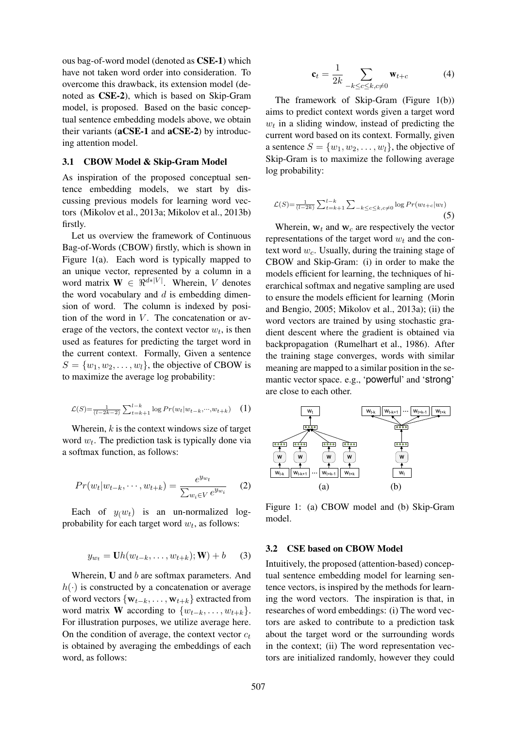ous bag-of-word model (denoted as **CSE-1**) which have not taken word order into consideration. To overcome this drawback, its extension model (denoted as **CSE-2**), which is based on Skip-Gram model, is proposed. Based on the basic conceptual sentence embedding models above, we obtain their variants (**aCSE-1** and **aCSE-2**) by introducing attention model.

### 3.1 CBOW Model & Skip-Gram Model

As inspiration of the proposed conceptual sentence embedding models, we start by discussing previous models for learning word vectors (Mikolov et al., 2013a; Mikolov et al., 2013b) firstly.

Let us overview the framework of Continuous Bag-of-Words (CBOW) firstly, which is shown in Figure 1(a). Each word is typically mapped to an unique vector, represented by a column in a word matrix $\mathbf{W} \in \Re^{d*|V|}$. Wherein, $V$ denotes the word vocabulary and $d$ is embedding dimension of word. The column is indexed by position of the word in $V$. The concatenation or average of the vectors, the context vector $w_t$, is then used as features for predicting the target word in the current context. Formally, Given a sentence $S = \{w_1, w_2, \ldots, w_l\}$, the objective of CBOW is to maximize the average log probability:

$$\mathcal{L}(S) = \frac{1}{(l-2k-2)} \sum_{t=k+1}^{l-k} \log Pr(w_t|w_{t-k}, \cdots, w_{t+k}) \quad (1)$$

Wherein, $k$ is the context windows size of target word $w_t$. The prediction task is typically done via a softmax function, as follows:

$$Pr(w_t|w_{t-k}, \cdots, w_{t+k}) = \frac{e^{y_{w_t}}}{\sum_{w_i \in V} e^{y_{w_i}}} \quad (2)$$

Each of $y_(w_t)$ is an un-normalized log-probability for each target word $w_t$, as follows:

$$y_{w_t} = \mathbf{U}h(w_{t-k}, \ldots, w_{t+k}); \mathbf{W}) + b \quad (3)$$

Wherein, $\mathbf{U}$ and $b$ are softmax parameters. And $h(\cdot)$ is constructed by a concatenation or average of word vectors $\{\mathbf{w}_{t-k}, \ldots, \mathbf{w}_{t+k}\}$ extracted from word matrix $\mathbf{W}$ according to $\{w_{t-k}, \ldots, w_{t+k}\}$. For illustration purposes, we utilize average here. On the condition of average, the context vector $c_t$ is obtained by averaging the embeddings of each word, as follows:

$$\mathbf{c}_t = \frac{1}{2k} \sum_{-k \leq c \leq k, c \neq 0} \mathbf{w}_{t+c} \quad (4)$$

The framework of Skip-Gram (Figure 1(b)) aims to predict context words given a target word $w_t$ in a sliding window, instead of predicting the current word based on its context. Formally, given a sentence $S = \{w_1, w_2, \ldots, w_l\}$, the objective of Skip-Gram is to maximize the following average log probability:

$$\mathcal{L}(S) = \frac{1}{(l-2k)} \sum_{t=k+1}^{l-k} \sum_{-k \leq c \leq k, c \neq 0} \log Pr(w_{t+c}|w_t) \quad (5)$$

Wherein, $\mathbf{w}_t$ and $\mathbf{w}_c$ are respectively the vector representations of the target word $w_t$ and the context word $w_c$. Usually, during the training stage of CBOW and Skip-Gram: (i) in order to make the models efficient for learning, the techniques of hierarchical softmax and negative sampling are used to ensure the models efficient for learning (Morin and Bengio, 2005; Mikolov et al., 2013a); (ii) the word vectors are trained by using stochastic gradient descent where the gradient is obtained via backpropagation (Rumelhart et al., 1986). After the training stage converges, words with similar meaning are mapped to a similar position in the semantic vector space. e.g., '`powerful`' and '`strong`' are close to each other.

Figure 1: (a) CBOW model and (b) Skip-Gram model.

### 3.2 CSE based on CBOW Model

Intuitively, the proposed (attention-based) conceptual sentence embedding model for learning sentence vectors, is inspired by the methods for learning the word vectors. The inspiration is that, in researches of word embeddings: (i) The word vectors are asked to contribute to a prediction task about the target word or the surrounding words in the context; (ii) The word representation vectors are initialized randomly, however they could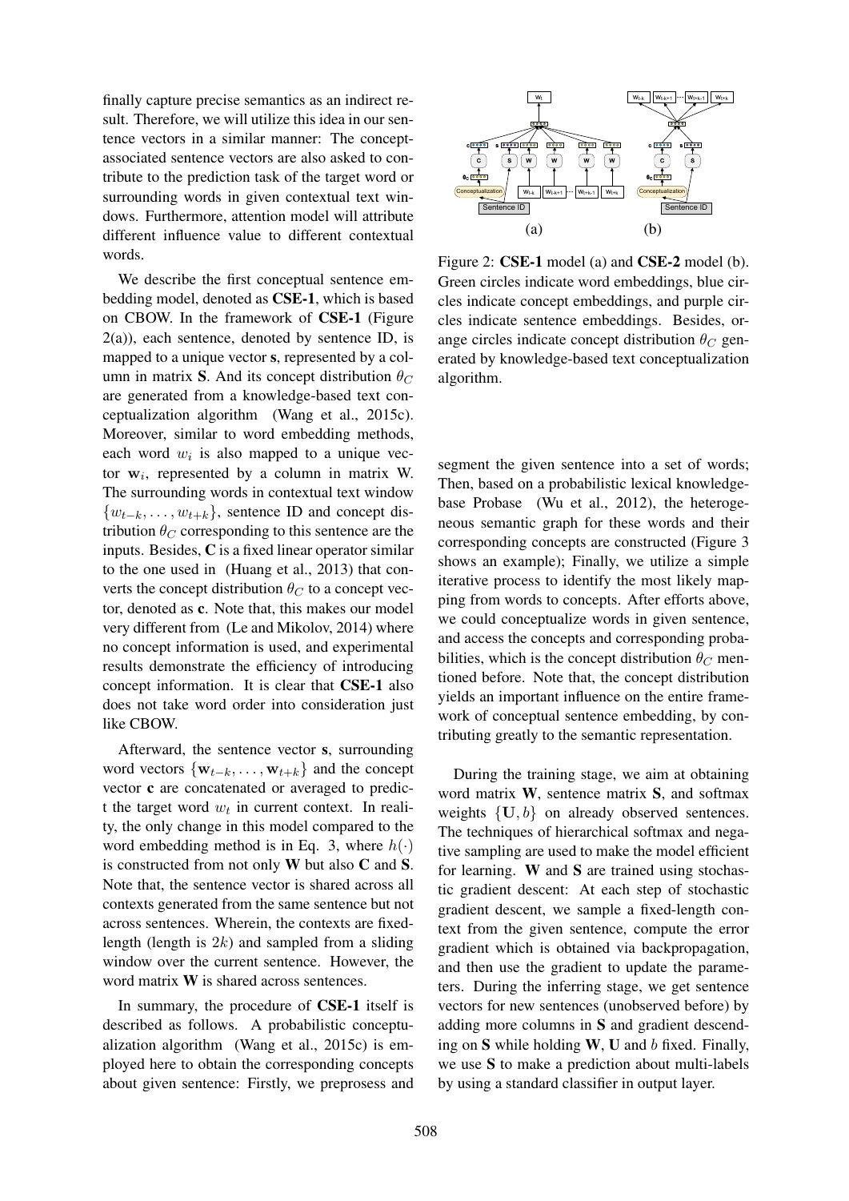finally capture precise semantics as an indirect result. Therefore, we will utilize this idea in our sentence vectors in a similar manner: The concept-associated sentence vectors are also asked to contribute to the prediction task of the target word or surrounding words in given contextual text windows. Furthermore, attention model will attribute different influence value to different contextual words.

We describe the first conceptual sentence embedding model, denoted as **CSE-1**, which is based on CBOW. In the framework of **CSE-1** (Figure 2(a)), each sentence, denoted by sentence ID, is mapped to a unique vector **s**, represented by a column in matrix **S**. And its concept distribution $\theta_C$ are generated from a knowledge-based text conceptualization algorithm (Wang et al., 2015c). Moreover, similar to word embedding methods, each word $w_i$ is also mapped to a unique vector $\mathbf{w}_i$, represented by a column in matrix W. The surrounding words in contextual text window $\{w_{t-k}, \ldots, w_{t+k}\}$, sentence ID and concept distribution $\theta_C$ corresponding to this sentence are the inputs. Besides, **C** is a fixed linear operator similar to the one used in (Huang et al., 2013) that converts the concept distribution $\theta_C$ to a concept vector, denoted as **c**. Note that, this makes our model very different from (Le and Mikolov, 2014) where no concept information is used, and experimental results demonstrate the efficiency of introducing concept information. It is clear that **CSE-1** also does not take word order into consideration just like CBOW.

Afterward, the sentence vector **s**, surrounding word vectors $\{\mathbf{w}_{t-k}, \ldots, \mathbf{w}_{t+k}\}$ and the concept vector **c** are concatenated or averaged to predict the target word $w_t$ in current context. In reality, the only change in this model compared to the word embedding method is in Eq. 3, where $h(\cdot)$ is constructed from not only **W** but also **C** and **S**. Note that, the sentence vector is shared across all contexts generated from the same sentence but not across sentences. Wherein, the contexts are fixed-length (length is $2k$) and sampled from a sliding window over the current sentence. However, the word matrix **W** is shared across sentences.

In summary, the procedure of **CSE-1** itself is described as follows. A probabilistic conceptualization algorithm (Wang et al., 2015c) is employed here to obtain the corresponding concepts about given sentence: Firstly, we preprosess and segment the given sentence into a set of words; Then, based on a probabilistic lexical knowledge-base Probase (Wu et al., 2012), the heterogeneous semantic graph for these words and their corresponding concepts are constructed (Figure 3 shows an example); Finally, we utilize a simple iterative process to identify the most likely mapping from words to concepts. After efforts above, we could conceptualize words in given sentence, and access the concepts and corresponding probabilities, which is the concept distribution $\theta_C$ mentioned before. Note that, the concept distribution yields an important influence on the entire framework of conceptual sentence embedding, by contributing greatly to the semantic representation.

Figure 2: **CSE-1** model (a) and **CSE-2** model (b). Green circles indicate word embeddings, blue circles indicate concept embeddings, and purple circles indicate sentence embeddings. Besides, orange circles indicate concept distribution $\theta_C$ generated by knowledge-based text conceptualization algorithm.

During the training stage, we aim at obtaining word matrix **W**, sentence matrix **S**, and softmax weights $\{\mathbf{U}, b\}$ on already observed sentences. The techniques of hierarchical softmax and negative sampling are used to make the model efficient for learning. **W** and **S** are trained using stochastic gradient descent: At each step of stochastic gradient descent, we sample a fixed-length context from the given sentence, compute the error gradient which is obtained via backpropagation, and then use the gradient to update the parameters. During the inferring stage, we get sentence vectors for new sentences (unobserved before) by adding more columns in **S** and gradient descending on **S** while holding **W**, **U** and $b$ fixed. Finally, we use **S** to make a prediction about multi-labels by using a standard classifier in output layer.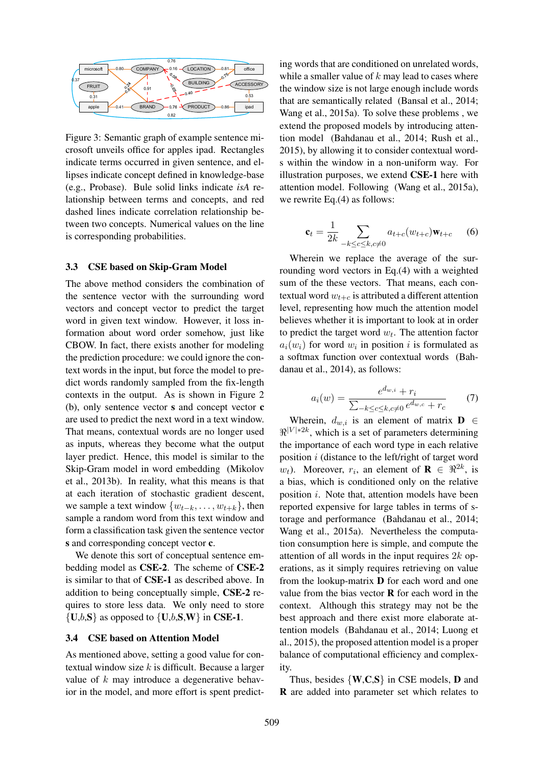Figure 3: Semantic graph of example sentence microsoft unveils office for apples ipad. Rectangles indicate terms occurred in given sentence, and ellipses indicate concept defined in knowledge-base (e.g., Probase). Bule solid links indicate *isA* relationship between terms and concepts, and red dashed lines indicate correlation relationship between two concepts. Numerical values on the line is corresponding probabilities.

### 3.3 CSE based on Skip-Gram Model

The above method considers the combination of the sentence vector with the surrounding word vectors and concept vector to predict the target word in given text window. However, it loss information about word order somehow, just like CBOW. In fact, there exists another for modeling the prediction procedure: we could ignore the context words in the input, but force the model to predict words randomly sampled from the fix-length contexts in the output. As is shown in Figure 2 (b), only sentence vector **s** and concept vector **c** are used to predict the next word in a text window. That means, contextual words are no longer used as inputs, whereas they become what the output layer predict. Hence, this model is similar to the Skip-Gram model in word embedding (Mikolov et al., 2013b). In reality, what this means is that at each iteration of stochastic gradient descent, we sample a text window $\{w_{t-k}, \ldots, w_{t+k}\}$, then sample a random word from this text window and form a classification task given the sentence vector **s** and corresponding concept vector **c**.

We denote this sort of conceptual sentence embedding model as **CSE-2**. The scheme of **CSE-2** is similar to that of **CSE-1** as described above. In addition to being conceptually simple, **CSE-2** requires to store less data. We only need to store $\{\mathbf{U}, b, \mathbf{S}\}$ as opposed to $\{\mathbf{U}, b, \mathbf{S}, \mathbf{W}\}$ in **CSE-1**.

### 3.4 CSE based on Attention Model

As mentioned above, setting a good value for contextual window size $k$ is difficult. Because a larger value of $k$ may introduce a degenerative behavior in the model, and more effort is spent predicting words that are conditioned on unrelated words, while a smaller value of $k$ may lead to cases where the window size is not large enough include words that are semantically related (Bansal et al., 2014; Wang et al., 2015a). To solve these problems , we extend the proposed models by introducing attention model (Bahdanau et al., 2014; Rush et al., 2015), by allowing it to consider contextual words within the window in a non-uniform way. For illustration purposes, we extend **CSE-1** here with attention model. Following (Wang et al., 2015a), we rewrite Eq.(4) as follows:

$$\mathbf{c}_t = \frac{1}{2k} \sum_{-k \le c \le k, c \ne 0} a_{t+c}(w_{t+c}) \mathbf{w}_{t+c} \quad (6)$$

Wherein we replace the average of the surrounding word vectors in Eq.(4) with a weighted sum of the these vectors. That means, each contextual word $w_{t+c}$ is attributed a different attention level, representing how much the attention model believes whether it is important to look at in order to predict the target word $w_t$. The attention factor $a_i(w_i)$ for word $w_i$ in position $i$ is formulated as a softmax function over contextual words (Bahdanau et al., 2014), as follows:

$$a_i(w) = \frac{e^{d_{w,i}} + r_i}{\sum_{-k \le c \le k, c \ne 0} e^{d_{w,c}} + r_c} \quad (7)$$

Wherein, $d_{w,i}$ is an element of matrix $\mathbf{D} \in \Re^{|V| * 2k}$, which is a set of parameters determining the importance of each word type in each relative position $i$ (distance to the left/right of target word $w_t$). Moreover, $r_i$, an element of $\mathbf{R} \in \Re^{2k}$, is a bias, which is conditioned only on the relative position $i$. Note that, attention models have been reported expensive for large tables in terms of storage and performance (Bahdanau et al., 2014; Wang et al., 2015a). Nevertheless the computation consumption here is simple, and compute the attention of all words in the input requires $2k$ operations, as it simply requires retrieving on value from the lookup-matrix **D** for each word and one value from the bias vector **R** for each word in the context. Although this strategy may not be the best approach and there exist more elaborate attention models (Bahdanau et al., 2014; Luong et al., 2015), the proposed attention model is a proper balance of computational efficiency and complexity.

Thus, besides $\{\mathbf{W}, \mathbf{C}, \mathbf{S}\}$ in CSE models, **D** and **R** are added into parameter set which relates to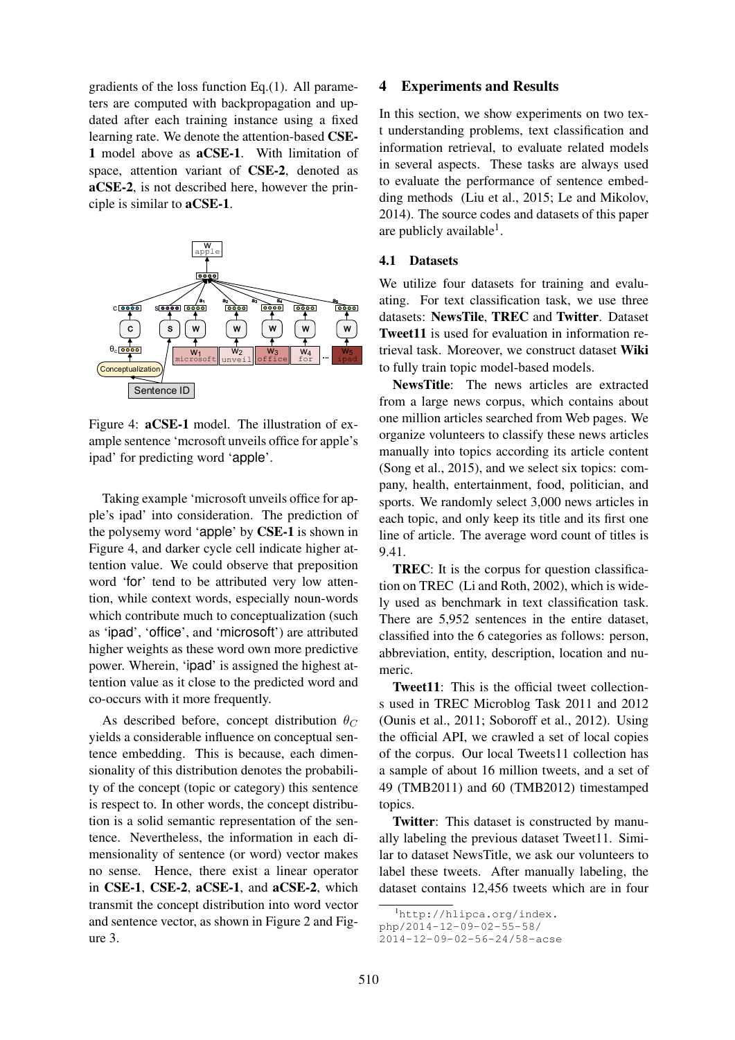gradients of the loss function Eq.(1). All parameters are computed with backpropagation and updated after each training instance using a fixed learning rate. We denote the attention-based **CSE-1** model above as **aCSE-1**. With limitation of space, attention variant of **CSE-2**, denoted as **aCSE-2**, is not described here, however the principle is similar to **aCSE-1**.

Figure 4: **aCSE-1** model. The illustration of example sentence 'mcrosoft unveils office for apple's ipad' for predicting word 'apple'.

Taking example 'microsoft unveils office for apple's ipad' into consideration. The prediction of the polysemy word 'apple' by **CSE-1** is shown in Figure 4, and darker cycle cell indicate higher attention value. We could observe that preposition word 'for' tend to be attributed very low attention, while context words, especially noun-words which contribute much to conceptualization (such as 'ipad', 'office', and 'microsoft') are attributed higher weights as these word own more predictive power. Wherein, 'ipad' is assigned the highest attention value as it close to the predicted word and co-occurs with it more frequently.

As described before, concept distribution $\theta_C$ yields a considerable influence on conceptual sentence embedding. This is because, each dimensionality of this distribution denotes the probability of the concept (topic or category) this sentence is respect to. In other words, the concept distribution is a solid semantic representation of the sentence. Nevertheless, the information in each dimensionality of sentence (or word) vector makes no sense. Hence, there exist a linear operator in **CSE-1**, **CSE-2**, **aCSE-1**, and **aCSE-2**, which transmit the concept distribution into word vector and sentence vector, as shown in Figure 2 and Figure 3.

## 4 Experiments and Results

In this section, we show experiments on two text understanding problems, text classification and information retrieval, to evaluate related models in several aspects. These tasks are always used to evaluate the performance of sentence embedding methods (Liu et al., 2015; Le and Mikolov, 2014). The source codes and datasets of this paper are publicly available[1].

### 4.1 Datasets

We utilize four datasets for training and evaluating. For text classification task, we use three datasets: **NewsTile**, **TREC** and **Twitter**. Dataset **Tweet11** is used for evaluation in information retrieval task. Moreover, we construct dataset **Wiki** to fully train topic model-based models.

**NewsTitle**: The news articles are extracted from a large news corpus, which contains about one million articles searched from Web pages. We organize volunteers to classify these news articles manually into topics according its article content (Song et al., 2015), and we select six topics: company, health, entertainment, food, politician, and sports. We randomly select 3,000 news articles in each topic, and only keep its title and its first one line of article. The average word count of titles is 9.41.

**TREC**: It is the corpus for question classification on TREC (Li and Roth, 2002), which is widely used as benchmark in text classification task. There are 5,952 sentences in the entire dataset, classified into the 6 categories as follows: person, abbreviation, entity, description, location and numeric.

**Tweet11**: This is the official tweet collections used in TREC Microblog Task 2011 and 2012 (Ounis et al., 2011; Soboroff et al., 2012). Using the official API, we crawled a set of local copies of the corpus. Our local Tweets11 collection has a sample of about 16 million tweets, and a set of 49 (TMB2011) and 60 (TMB2012) timestamped topics.

**Twitter**: This dataset is constructed by manually labeling the previous dataset Tweet11. Similar to dataset NewsTitle, we ask our volunteers to label these tweets. After manually labeling, the dataset contains 12,456 tweets which are in four

[1] http://hlipca.org/index.php/2014-12-09-02-55-58/2014-12-09-02-56-24/58-acse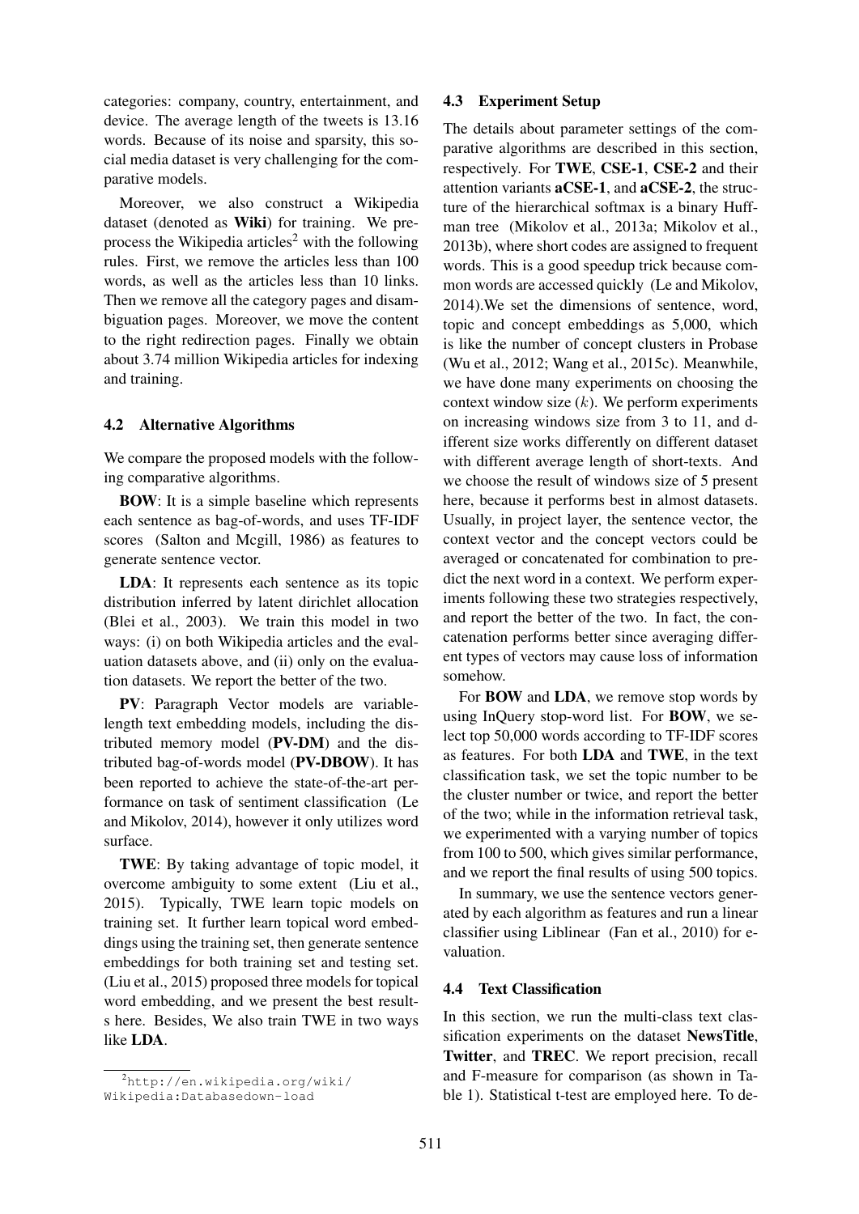categories: company, country, entertainment, and device. The average length of the tweets is 13.16 words. Because of its noise and sparsity, this social media dataset is very challenging for the comparative models.

Moreover, we also construct a Wikipedia dataset (denoted as **Wiki**) for training. We preprocess the Wikipedia articles[2] with the following rules. First, we remove the articles less than 100 words, as well as the articles less than 10 links. Then we remove all the category pages and disambiguation pages. Moreover, we move the content to the right redirection pages. Finally we obtain about 3.74 million Wikipedia articles for indexing and training.

### 4.2 Alternative Algorithms

We compare the proposed models with the following comparative algorithms.

**BOW**: It is a simple baseline which represents each sentence as bag-of-words, and uses TF-IDF scores (Salton and Mcgill, 1986) as features to generate sentence vector.

**LDA**: It represents each sentence as its topic distribution inferred by latent dirichlet allocation (Blei et al., 2003). We train this model in two ways: (i) on both Wikipedia articles and the evaluation datasets above, and (ii) only on the evaluation datasets. We report the better of the two.

**PV**: Paragraph Vector models are variable-length text embedding models, including the distributed memory model (**PV-DM**) and the distributed bag-of-words model (**PV-DBOW**). It has been reported to achieve the state-of-the-art performance on task of sentiment classification (Le and Mikolov, 2014), however it only utilizes word surface.

**TWE**: By taking advantage of topic model, it overcome ambiguity to some extent (Liu et al., 2015). Typically, TWE learn topic models on training set. It further learn topical word embeddings using the training set, then generate sentence embeddings for both training set and testing set. (Liu et al., 2015) proposed three models for topical word embedding, and we present the best results here. Besides, We also train TWE in two ways like **LDA**.

[2] http://en.wikipedia.org/wiki/Wikipedia:Databasedown-load

### 4.3 Experiment Setup

The details about parameter settings of the comparative algorithms are described in this section, respectively. For **TWE**, **CSE-1**, **CSE-2** and their attention variants **aCSE-1**, and **aCSE-2**, the structure of the hierarchical softmax is a binary Huffman tree (Mikolov et al., 2013a; Mikolov et al., 2013b), where short codes are assigned to frequent words. This is a good speedup trick because common words are accessed quickly (Le and Mikolov, 2014).We set the dimensions of sentence, word, topic and concept embeddings as 5,000, which is like the number of concept clusters in Probase (Wu et al., 2012; Wang et al., 2015c). Meanwhile, we have done many experiments on choosing the context window size ($k$). We perform experiments on increasing windows size from 3 to 11, and different size works differently on different dataset with different average length of short-texts. And we choose the result of windows size of 5 present here, because it performs best in almost datasets. Usually, in project layer, the sentence vector, the context vector and the concept vectors could be averaged or concatenated for combination to predict the next word in a context. We perform experiments following these two strategies respectively, and report the better of the two. In fact, the concatenation performs better since averaging different types of vectors may cause loss of information somehow.

For **BOW** and **LDA**, we remove stop words by using InQuery stop-word list. For **BOW**, we select top 50,000 words according to TF-IDF scores as features. For both **LDA** and **TWE**, in the text classification task, we set the topic number to be the cluster number or twice, and report the better of the two; while in the information retrieval task, we experimented with a varying number of topics from 100 to 500, which gives similar performance, and we report the final results of using 500 topics.

In summary, we use the sentence vectors generated by each algorithm as features and run a linear classifier using Liblinear (Fan et al., 2010) for evaluation.

### 4.4 Text Classification

In this section, we run the multi-class text classification experiments on the dataset **NewsTitle**, **Twitter**, and **TREC**. We report precision, recall and F-measure for comparison (as shown in Table 1). Statistical t-test are employed here. To de-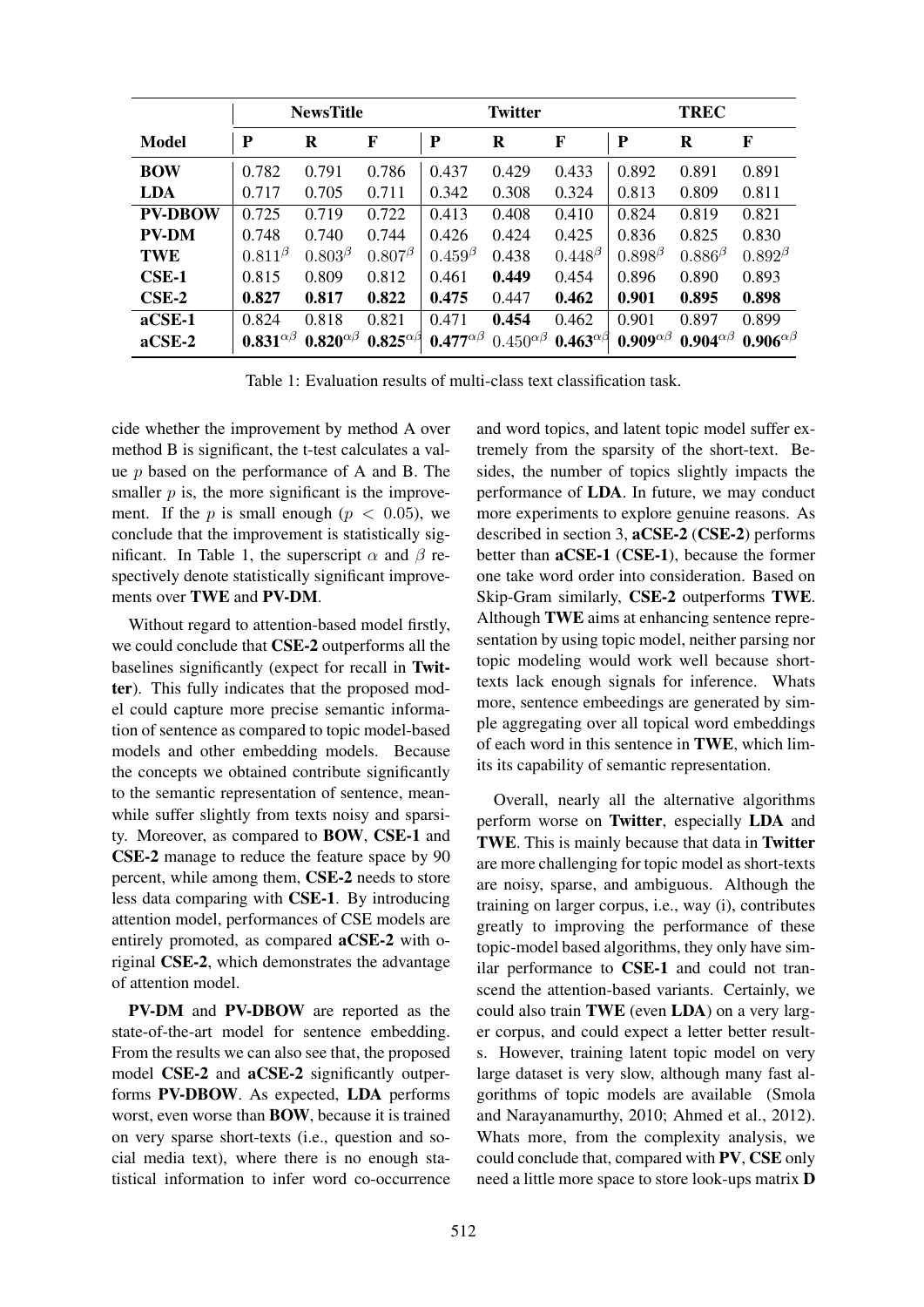| Model | NewsTitle | | | Twitter | | | TREC | | |
|---|---|---|---|---|---|---|---|---|---|
| | **P** | **R** | **F** | **P** | **R** | **F** | **P** | **R** | **F** |
| **BOW** | 0.782 | 0.791 | 0.786 | 0.437 | 0.429 | 0.433 | 0.892 | 0.891 | 0.891 |
| **LDA** | 0.717 | 0.705 | 0.711 | 0.342 | 0.308 | 0.324 | 0.813 | 0.809 | 0.811 |
| **PV-DBOW** | 0.725 | 0.719 | 0.722 | 0.413 | 0.408 | 0.410 | 0.824 | 0.819 | 0.821 |
| **PV-DM** | 0.748 | 0.740 | 0.744 | 0.426 | 0.424 | 0.425 | 0.836 | 0.825 | 0.830 |
| **TWE** | $0.811^{\beta}$ | $0.803^{\beta}$ | $0.807^{\beta}$ | $0.459^{\beta}$ | 0.438 | $0.448^{\beta}$ | $0.898^{\beta}$ | $0.886^{\beta}$ | $0.892^{\beta}$ |
| **CSE-1** | 0.815 | 0.809 | 0.812 | 0.461 | **0.449** | 0.454 | 0.896 | 0.890 | 0.893 |
| **CSE-2** | **0.827** | **0.817** | **0.822** | **0.475** | 0.447 | **0.462** | **0.901** | **0.895** | **0.898** |
| **aCSE-1** | 0.824 | 0.818 | 0.821 | 0.471 | **0.454** | 0.462 | 0.901 | 0.897 | 0.899 |
| **aCSE-2** | $\mathbf{0.831}^{\alpha\beta}$ | $\mathbf{0.820}^{\alpha\beta}$ | $\mathbf{0.825}^{\alpha\beta}$ | $\mathbf{0.477}^{\alpha\beta}$ | $0.450^{\alpha\beta}$ | $\mathbf{0.463}^{\alpha\beta}$ | $\mathbf{0.909}^{\alpha\beta}$ | $\mathbf{0.904}^{\alpha\beta}$ | $\mathbf{0.906}^{\alpha\beta}$ |

Table 1: Evaluation results of multi-class text classification task.

cide whether the improvement by method A over method B is significant, the t-test calculates a value $p$ based on the performance of A and B. The smaller $p$ is, the more significant is the improvement. If the $p$ is small enough ($p < 0.05$), we conclude that the improvement is statistically significant. In Table 1, the superscript $\alpha$ and $\beta$ respectively denote statistically significant improvements over **TWE** and **PV-DM**.

Without regard to attention-based model firstly, we could conclude that **CSE-2** outperforms all the baselines significantly (expect for recall in **Twitter**). This fully indicates that the proposed model could capture more precise semantic information of sentence as compared to topic model-based models and other embedding models. Because the concepts we obtained contribute significantly to the semantic representation of sentence, meanwhile suffer slightly from texts noisy and sparsity. Moreover, as compared to **BOW**, **CSE-1** and **CSE-2** manage to reduce the feature space by 90 percent, while among them, **CSE-2** needs to store less data comparing with **CSE-1**. By introducing attention model, performances of CSE models are entirely promoted, as compared **aCSE-2** with original **CSE-2**, which demonstrates the advantage of attention model.

**PV-DM** and **PV-DBOW** are reported as the state-of-the-art model for sentence embedding. From the results we can also see that, the proposed model **CSE-2** and **aCSE-2** significantly outperforms **PV-DBOW**. As expected, **LDA** performs worst, even worse than **BOW**, because it is trained on very sparse short-texts (i.e., question and social media text), where there is no enough statistical information to infer word co-occurrence and word topics, and latent topic model suffer extremely from the sparsity of the short-text. Besides, the number of topics slightly impacts the performance of **LDA**. In future, we may conduct more experiments to explore genuine reasons. As described in section 3, **aCSE-2** (**CSE-2**) performs better than **aCSE-1** (**CSE-1**), because the former one take word order into consideration. Based on Skip-Gram similarly, **CSE-2** outperforms **TWE**. Although **TWE** aims at enhancing sentence representation by using topic model, neither parsing nor topic modeling would work well because short-texts lack enough signals for inference. Whats more, sentence embeedings are generated by simple aggregating over all topical word embeddings of each word in this sentence in **TWE**, which limits its capability of semantic representation.

Overall, nearly all the alternative algorithms perform worse on **Twitter**, especially **LDA** and **TWE**. This is mainly because that data in **Twitter** are more challenging for topic model as short-texts are noisy, sparse, and ambiguous. Although the training on larger corpus, i.e., way (i), contributes greatly to improving the performance of these topic-model based algorithms, they only have similar performance to **CSE-1** and could not transcend the attention-based variants. Certainly, we could also train **TWE** (even **LDA**) on a very larger corpus, and could expect a letter better results. However, training latent topic model on very large dataset is very slow, although many fast algorithms of topic models are available (Smola and Narayanamurthy, 2010; Ahmed et al., 2012). Whats more, from the complexity analysis, we could conclude that, compared with **PV**, **CSE** only need a little more space to store look-ups matrix **D**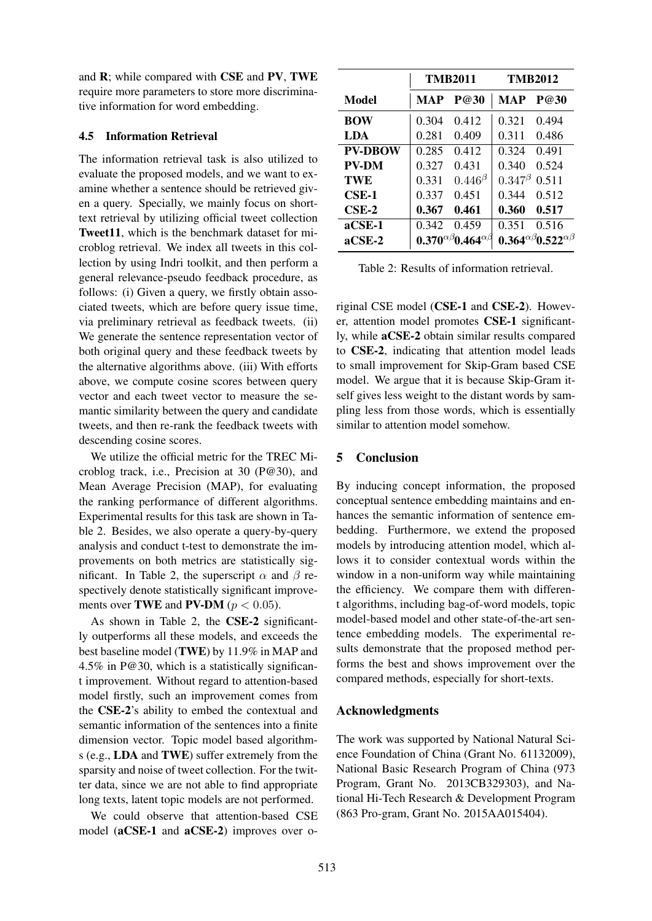and **R**; while compared with **CSE** and **PV**, **TWE** require more parameters to store more discriminative information for word embedding.

### 4.5 Information Retrieval

The information retrieval task is also utilized to evaluate the proposed models, and we want to examine whether a sentence should be retrieved given a query. Specially, we mainly focus on short-text retrieval by utilizing official tweet collection **Tweet11**, which is the benchmark dataset for microblog retrieval. We index all tweets in this collection by using Indri toolkit, and then perform a general relevance-pseudo feedback procedure, as follows: (i) Given a query, we firstly obtain associated tweets, which are before query issue time, via preliminary retrieval as feedback tweets. (ii) We generate the sentence representation vector of both original query and these feedback tweets by the alternative algorithms above. (iii) With efforts above, we compute cosine scores between query vector and each tweet vector to measure the semantic similarity between the query and candidate tweets, and then re-rank the feedback tweets with descending cosine scores.

We utilize the official metric for the TREC Microblog track, i.e., Precision at 30 (P@30), and Mean Average Precision (MAP), for evaluating the ranking performance of different algorithms. Experimental results for this task are shown in Table 2. Besides, we also operate a query-by-query analysis and conduct t-test to demonstrate the improvements on both metrics are statistically significant. In Table 2, the superscript $\alpha$ and $\beta$ respectively denote statistically significant improvements over **TWE** and **PV-DM** ($p < 0.05$).

As shown in Table 2, the **CSE-2** significantly outperforms all these models, and exceeds the best baseline model (**TWE**) by 11.9% in MAP and 4.5% in P@30, which is a statistically significant improvement. Without regard to attention-based model firstly, such an improvement comes from the **CSE-2**'s ability to embed the contextual and semantic information of the sentences into a finite dimension vector. Topic model based algorithms (e.g., **LDA** and **TWE**) suffer extremely from the sparsity and noise of tweet collection. For the twitter data, since we are not able to find appropriate long texts, latent topic models are not performed.

We could observe that attention-based CSE model (**aCSE-1** and **aCSE-2**) improves over original CSE model (**CSE-1** and **CSE-2**). However, attention model promotes **CSE-1** significantly, while **aCSE-2** obtain similar results compared to **CSE-2**, indicating that attention model leads to small improvement for Skip-Gram based CSE model. We argue that it is because Skip-Gram itself gives less weight to the distant words by sampling less from those words, which is essentially similar to attention model somehow.

| | TMB2011 | | TMB2012 | |
|---|---|---|---|---|
| **Model** | **MAP** | **P@30** | **MAP** | **P@30** |
| **BOW** | 0.304 | 0.412 | 0.321 | 0.494 |
| **LDA** | 0.281 | 0.409 | 0.311 | 0.486 |
| **PV-DBOW** | 0.285 | 0.412 | 0.324 | 0.491 |
| **PV-DM** | 0.327 | 0.431 | 0.340 | 0.524 |
| **TWE** | 0.331 | $0.446^{\beta}$ | $0.347^{\beta}$ | 0.511 |
| **CSE-1** | 0.337 | 0.451 | 0.344 | 0.512 |
| **CSE-2** | **0.367** | **0.461** | **0.360** | **0.517** |
| **aCSE-1** | 0.342 | 0.459 | 0.351 | 0.516 |
| **aCSE-2** | $\mathbf{0.370}^{\alpha\beta}$ | $\mathbf{0.464}^{\alpha\beta}$ | $\mathbf{0.364}^{\alpha\beta}$ | $\mathbf{0.522}^{\alpha\beta}$ |

Table 2: Results of information retrieval.

## 5 Conclusion

By inducing concept information, the proposed conceptual sentence embedding maintains and enhances the semantic information of sentence embedding. Furthermore, we extend the proposed models by introducing attention model, which allows it to consider contextual words within the window in a non-uniform way while maintaining the efficiency. We compare them with different algorithms, including bag-of-word models, topic model-based model and other state-of-the-art sentence embedding models. The experimental results demonstrate that the proposed method performs the best and shows improvement over the compared methods, especially for short-texts.

### Acknowledgments

The work was supported by National Natural Science Foundation of China (Grant No. 61132009), National Basic Research Program of China (973 Program, Grant No. 2013CB329303), and National Hi-Tech Research & Development Program (863 Pro-gram, Grant No. 2015AA015404).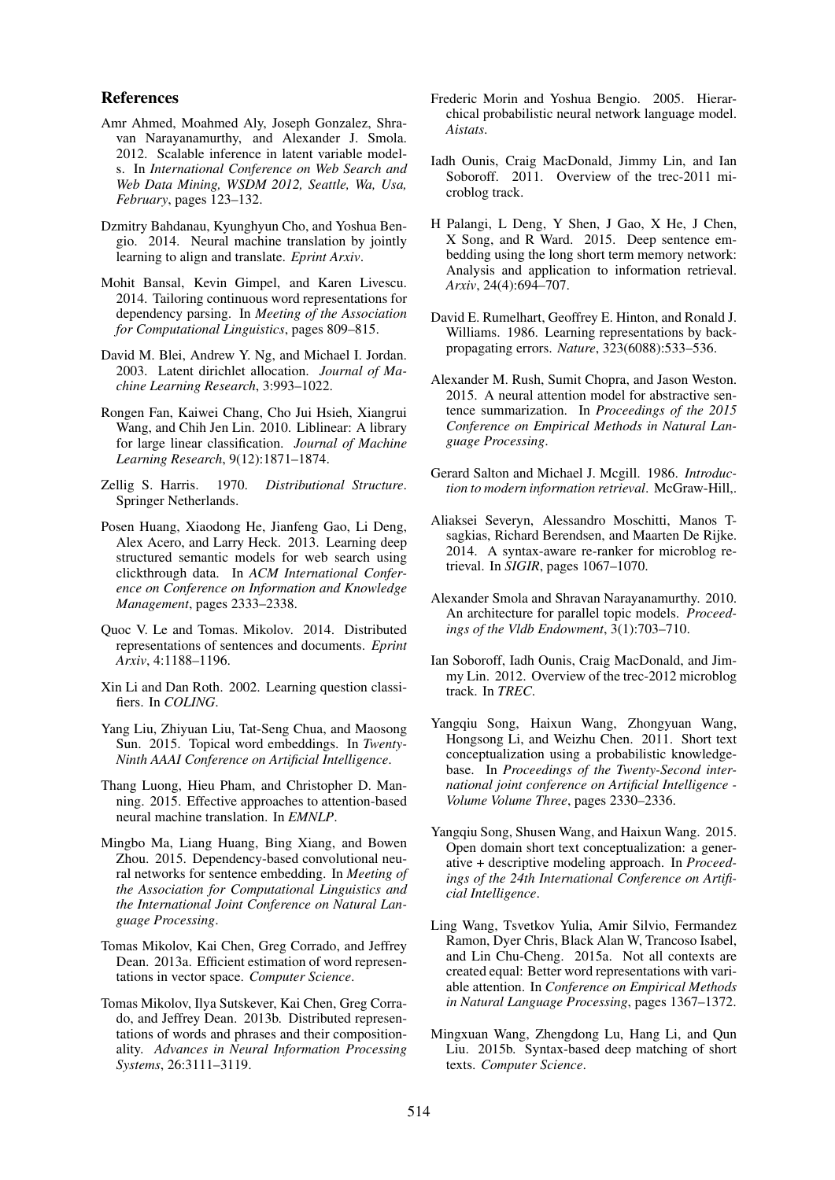## References

Amr Ahmed, Moahmed Aly, Joseph Gonzalez, Shravan Narayanamurthy, and Alexander J. Smola. 2012. Scalable inference in latent variable models. In *International Conference on Web Search and Web Data Mining, WSDM 2012, Seattle, Wa, Usa, February*, pages 123–132.

Dzmitry Bahdanau, Kyunghyun Cho, and Yoshua Bengio. 2014. Neural machine translation by jointly learning to align and translate. *Eprint Arxiv*.

Mohit Bansal, Kevin Gimpel, and Karen Livescu. 2014. Tailoring continuous word representations for dependency parsing. In *Meeting of the Association for Computational Linguistics*, pages 809–815.

David M. Blei, Andrew Y. Ng, and Michael I. Jordan. 2003. Latent dirichlet allocation. *Journal of Machine Learning Research*, 3:993–1022.

Rongen Fan, Kaiwei Chang, Cho Jui Hsieh, Xiangrui Wang, and Chih Jen Lin. 2010. Liblinear: A library for large linear classification. *Journal of Machine Learning Research*, 9(12):1871–1874.

Zellig S. Harris. 1970. *Distributional Structure*. Springer Netherlands.

Posen Huang, Xiaodong He, Jianfeng Gao, Li Deng, Alex Acero, and Larry Heck. 2013. Learning deep structured semantic models for web search using clickthrough data. In *ACM International Conference on Conference on Information and Knowledge Management*, pages 2333–2338.

Quoc V. Le and Tomas. Mikolov. 2014. Distributed representations of sentences and documents. *Eprint Arxiv*, 4:1188–1196.

Xin Li and Dan Roth. 2002. Learning question classifiers. In *COLING*.

Yang Liu, Zhiyuan Liu, Tat-Seng Chua, and Maosong Sun. 2015. Topical word embeddings. In *Twenty-Ninth AAAI Conference on Artificial Intelligence*.

Thang Luong, Hieu Pham, and Christopher D. Manning. 2015. Effective approaches to attention-based neural machine translation. In *EMNLP*.

Mingbo Ma, Liang Huang, Bing Xiang, and Bowen Zhou. 2015. Dependency-based convolutional neural networks for sentence embedding. In *Meeting of the Association for Computational Linguistics and the International Joint Conference on Natural Language Processing*.

Tomas Mikolov, Kai Chen, Greg Corrado, and Jeffrey Dean. 2013a. Efficient estimation of word representations in vector space. *Computer Science*.

Tomas Mikolov, Ilya Sutskever, Kai Chen, Greg Corrado, and Jeffrey Dean. 2013b. Distributed representations of words and phrases and their compositionality. *Advances in Neural Information Processing Systems*, 26:3111–3119.

Frederic Morin and Yoshua Bengio. 2005. Hierarchical probabilistic neural network language model. *Aistats*.

Iadh Ounis, Craig MacDonald, Jimmy Lin, and Ian Soboroff. 2011. Overview of the trec-2011 microblog track.

H Palangi, L Deng, Y Shen, J Gao, X He, J Chen, X Song, and R Ward. 2015. Deep sentence embedding using the long short term memory network: Analysis and application to information retrieval. *Arxiv*, 24(4):694–707.

David E. Rumelhart, Geoffrey E. Hinton, and Ronald J. Williams. 1986. Learning representations by backpropagating errors. *Nature*, 323(6088):533–536.

Alexander M. Rush, Sumit Chopra, and Jason Weston. 2015. A neural attention model for abstractive sentence summarization. In *Proceedings of the 2015 Conference on Empirical Methods in Natural Language Processing*.

Gerard Salton and Michael J. Mcgill. 1986. *Introduction to modern information retrieval*. McGraw-Hill,.

Aliaksei Severyn, Alessandro Moschitti, Manos Tsagkias, Richard Berendsen, and Maarten De Rijke. 2014. A syntax-aware re-ranker for microblog retrieval. In *SIGIR*, pages 1067–1070.

Alexander Smola and Shravan Narayanamurthy. 2010. An architecture for parallel topic models. *Proceedings of the Vldb Endowment*, 3(1):703–710.

Ian Soboroff, Iadh Ounis, Craig MacDonald, and Jimmy Lin. 2012. Overview of the trec-2012 microblog track. In *TREC*.

Yangqiu Song, Haixun Wang, Zhongyuan Wang, Hongsong Li, and Weizhu Chen. 2011. Short text conceptualization using a probabilistic knowledgebase. In *Proceedings of the Twenty-Second international joint conference on Artificial Intelligence - Volume Volume Three*, pages 2330–2336.

Yangqiu Song, Shusen Wang, and Haixun Wang. 2015. Open domain short text conceptualization: a generative + descriptive modeling approach. In *Proceedings of the 24th International Conference on Artificial Intelligence*.

Ling Wang, Tsvetkov Yulia, Amir Silvio, Fernandez Ramon, Dyer Chris, Black Alan W, Trancoso Isabel, and Lin Chu-Cheng. 2015a. Not all contexts are created equal: Better word representations with variable attention. In *Conference on Empirical Methods in Natural Language Processing*, pages 1367–1372.

Mingxuan Wang, Zhengdong Lu, Hang Li, and Qun Liu. 2015b. Syntax-based deep matching of short texts. *Computer Science*.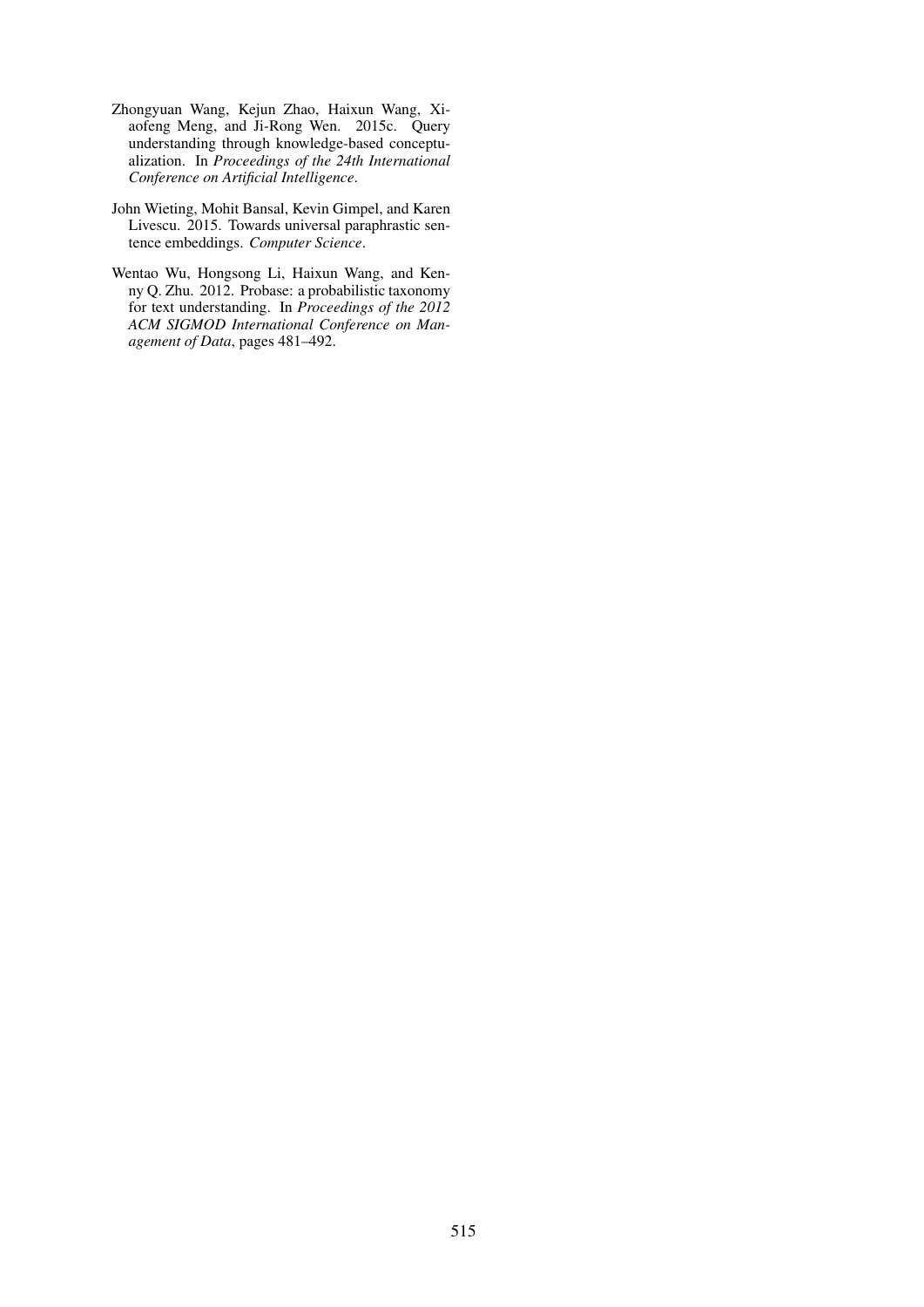Zhongyuan Wang, Kejun Zhao, Haixun Wang, Xiaofeng Meng, and Ji-Rong Wen. 2015c. Query understanding through knowledge-based conceptualization. In *Proceedings of the 24th International Conference on Artificial Intelligence*.

John Wieting, Mohit Bansal, Kevin Gimpel, and Karen Livescu. 2015. Towards universal paraphrastic sentence embeddings. *Computer Science*.

Wentao Wu, Hongsong Li, Haixun Wang, and Kenny Q. Zhu. 2012. Probase: a probabilistic taxonomy for text understanding. In *Proceedings of the 2012 ACM SIGMOD International Conference on Management of Data*, pages 481–492.